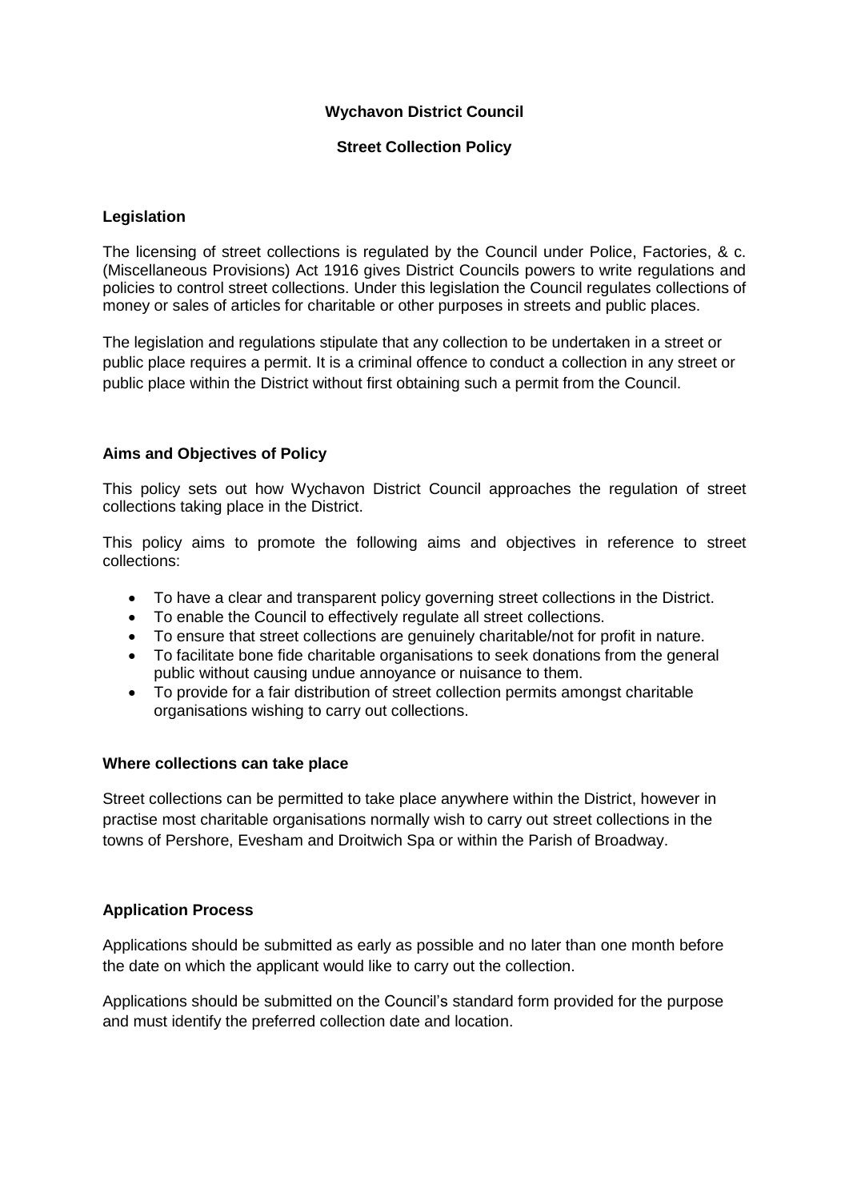**Wychavon District Council**

**Street Collection Policy**

## Legislation

The licensing of street collections is regulated by the Council under Police, Factories, & c. (Miscellaneous Provisions) Act 1916 gives District Councils powers to write regulations and policies to control street collections. Under this legislation the Council regulates collections of money or sales of articles for charitable or other purposes in streets and public places.

The legislation and regulations stipulate that any collection to be undertaken in a street or public place requires a permit. It is a criminal offence to conduct a collection in any street or public place within the District without first obtaining such a permit from the Council.

## Aims and Objectives of Policy

This policy sets out how Wychavon District Council approaches the regulation of street collections taking place in the District.

This policy aims to promote the following aims and objectives in reference to street collections:

- To have a clear and transparent policy governing street collections in the District.
- To enable the Council to effectively regulate all street collections.
- To ensure that street collections are genuinely charitable/not for profit in nature.
- To facilitate bone fide charitable organisations to seek donations from the general public without causing undue annoyance or nuisance to them.
- To provide for a fair distribution of street collection permits amongst charitable organisations wishing to carry out collections.

## Where collections can take place

Street collections can be permitted to take place anywhere within the District, however in practise most charitable organisations normally wish to carry out street collections in the towns of Pershore, Evesham and Droitwich Spa or within the Parish of Broadway.

## Application Process

Applications should be submitted as early as possible and no later than one month before the date on which the applicant would like to carry out the collection.

Applications should be submitted on the Council's standard form provided for the purpose and must identify the preferred collection date and location.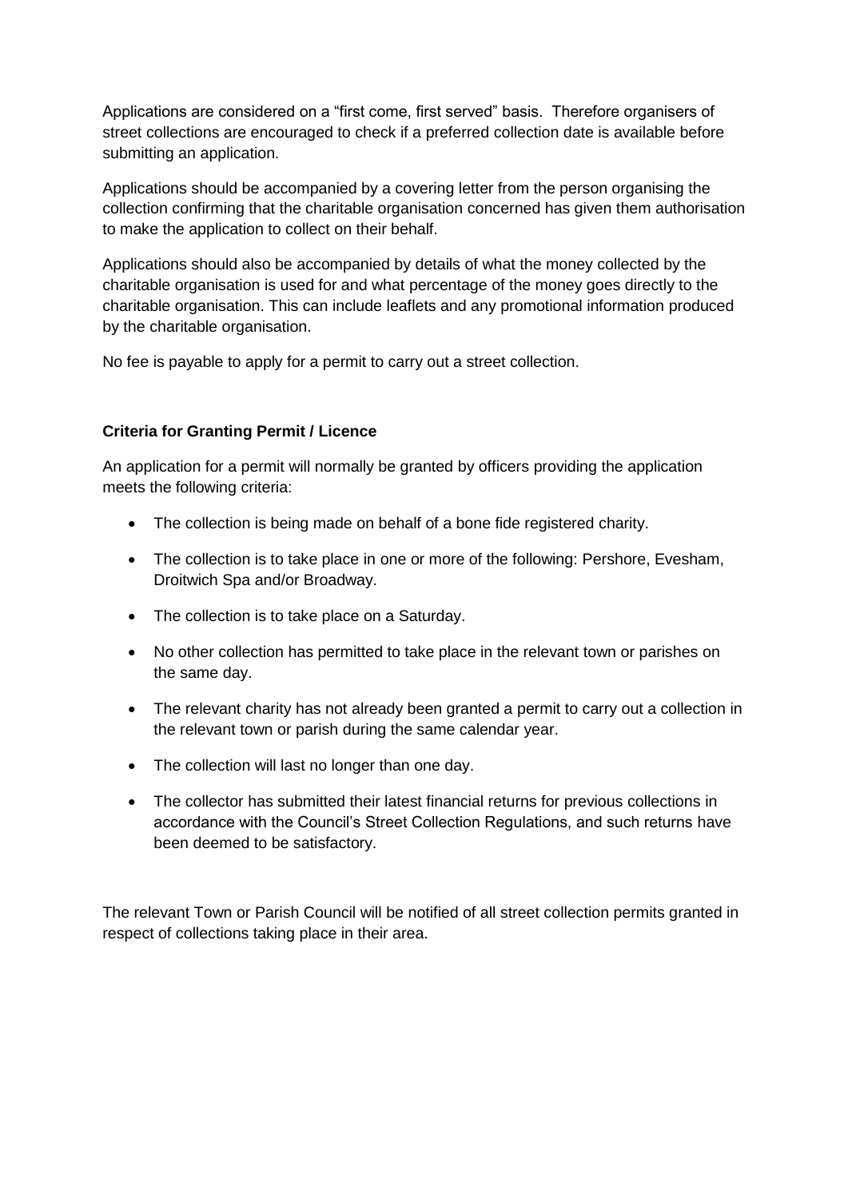Applications are considered on a "first come, first served" basis. Therefore organisers of street collections are encouraged to check if a preferred collection date is available before submitting an application.

Applications should be accompanied by a covering letter from the person organising the collection confirming that the charitable organisation concerned has given them authorisation to make the application to collect on their behalf.

Applications should also be accompanied by details of what the money collected by the charitable organisation is used for and what percentage of the money goes directly to the charitable organisation. This can include leaflets and any promotional information produced by the charitable organisation.

No fee is payable to apply for a permit to carry out a street collection.

**Criteria for Granting Permit / Licence**

An application for a permit will normally be granted by officers providing the application meets the following criteria:

- The collection is being made on behalf of a bone fide registered charity.
- The collection is to take place in one or more of the following: Pershore, Evesham, Droitwich Spa and/or Broadway.
- The collection is to take place on a Saturday.
- No other collection has permitted to take place in the relevant town or parishes on the same day.
- The relevant charity has not already been granted a permit to carry out a collection in the relevant town or parish during the same calendar year.
- The collection will last no longer than one day.
- The collector has submitted their latest financial returns for previous collections in accordance with the Council's Street Collection Regulations, and such returns have been deemed to be satisfactory.

The relevant Town or Parish Council will be notified of all street collection permits granted in respect of collections taking place in their area.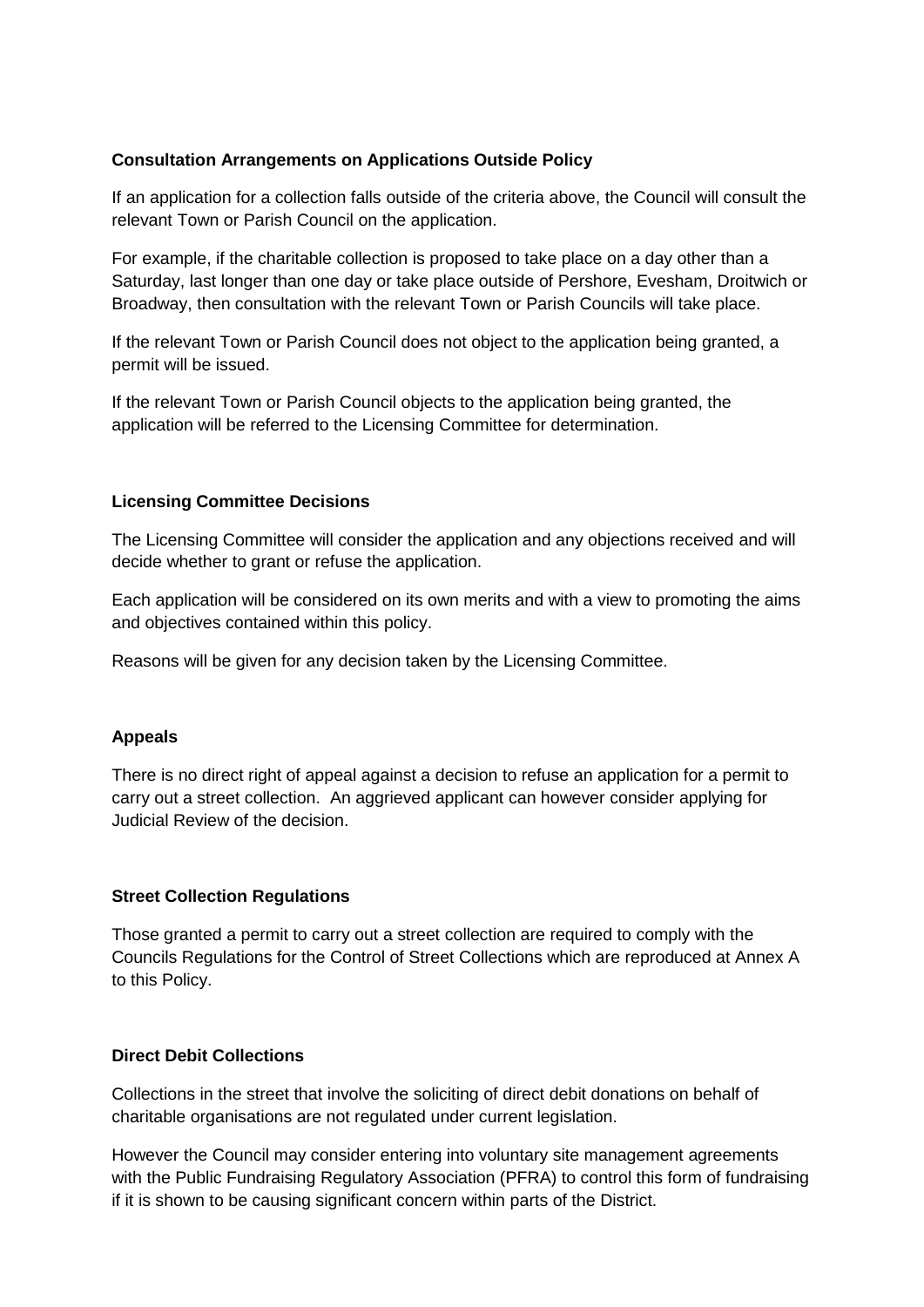**Consultation Arrangements on Applications Outside Policy**

If an application for a collection falls outside of the criteria above, the Council will consult the relevant Town or Parish Council on the application.

For example, if the charitable collection is proposed to take place on a day other than a Saturday, last longer than one day or take place outside of Pershore, Evesham, Droitwich or Broadway, then consultation with the relevant Town or Parish Councils will take place.

If the relevant Town or Parish Council does not object to the application being granted, a permit will be issued.

If the relevant Town or Parish Council objects to the application being granted, the application will be referred to the Licensing Committee for determination.

**Licensing Committee Decisions**

The Licensing Committee will consider the application and any objections received and will decide whether to grant or refuse the application.

Each application will be considered on its own merits and with a view to promoting the aims and objectives contained within this policy.

Reasons will be given for any decision taken by the Licensing Committee.

**Appeals**

There is no direct right of appeal against a decision to refuse an application for a permit to carry out a street collection. An aggrieved applicant can however consider applying for Judicial Review of the decision.

**Street Collection Regulations**

Those granted a permit to carry out a street collection are required to comply with the Councils Regulations for the Control of Street Collections which are reproduced at Annex A to this Policy.

**Direct Debit Collections**

Collections in the street that involve the soliciting of direct debit donations on behalf of charitable organisations are not regulated under current legislation.

However the Council may consider entering into voluntary site management agreements with the Public Fundraising Regulatory Association (PFRA) to control this form of fundraising if it is shown to be causing significant concern within parts of the District.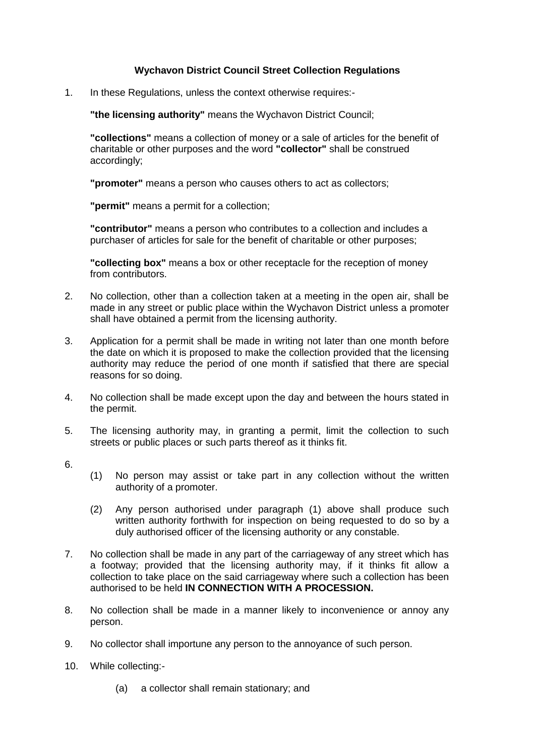**Wychavon District Council Street Collection Regulations**

1. In these Regulations, unless the context otherwise requires:-

   **"the licensing authority"** means the Wychavon District Council;

   **"collections"** means a collection of money or a sale of articles for the benefit of charitable or other purposes and the word **"collector"** shall be construed accordingly;

   **"promoter"** means a person who causes others to act as collectors;

   **"permit"** means a permit for a collection;

   **"contributor"** means a person who contributes to a collection and includes a purchaser of articles for sale for the benefit of charitable or other purposes;

   **"collecting box"** means a box or other receptacle for the reception of money from contributors.

2. No collection, other than a collection taken at a meeting in the open air, shall be made in any street or public place within the Wychavon District unless a promoter shall have obtained a permit from the licensing authority.

3. Application for a permit shall be made in writing not later than one month before the date on which it is proposed to make the collection provided that the licensing authority may reduce the period of one month if satisfied that there are special reasons for so doing.

4. No collection shall be made except upon the day and between the hours stated in the permit.

5. The licensing authority may, in granting a permit, limit the collection to such streets or public places or such parts thereof as it thinks fit.

6. 
   (1) No person may assist or take part in any collection without the written authority of a promoter.

   (2) Any person authorised under paragraph (1) above shall produce such written authority forthwith for inspection on being requested to do so by a duly authorised officer of the licensing authority or any constable.

7. No collection shall be made in any part of the carriageway of any street which has a footway; provided that the licensing authority may, if it thinks fit allow a collection to take place on the said carriageway where such a collection has been authorised to be held **IN CONNECTION WITH A PROCESSION.**

8. No collection shall be made in a manner likely to inconvenience or annoy any person.

9. No collector shall importune any person to the annoyance of such person.

10. While collecting:-

    (a) a collector shall remain stationary; and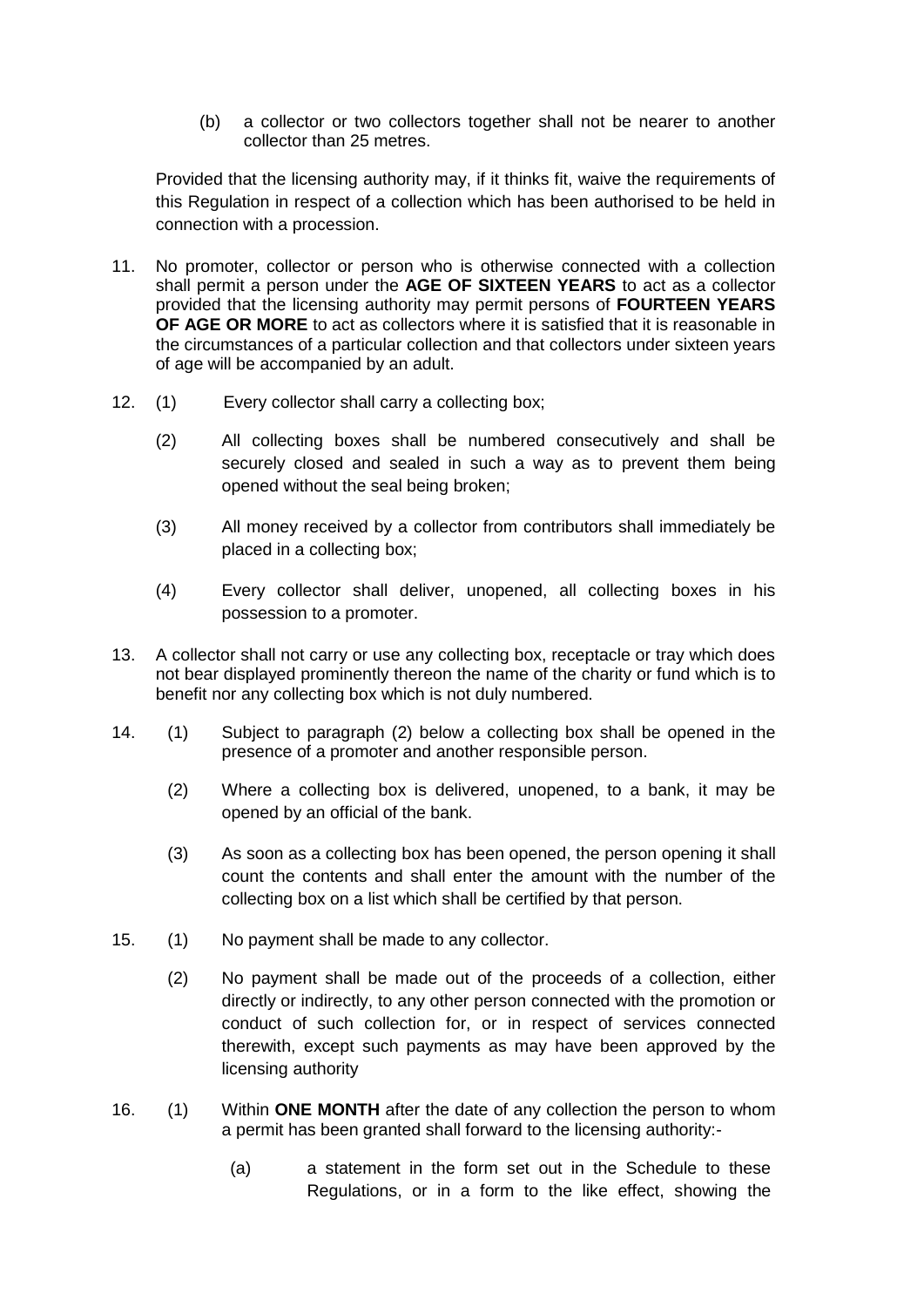(b) a collector or two collectors together shall not be nearer to another collector than 25 metres.

Provided that the licensing authority may, if it thinks fit, waive the requirements of this Regulation in respect of a collection which has been authorised to be held in connection with a procession.

11. No promoter, collector or person who is otherwise connected with a collection shall permit a person under the **AGE OF SIXTEEN YEARS** to act as a collector provided that the licensing authority may permit persons of **FOURTEEN YEARS OF AGE OR MORE** to act as collectors where it is satisfied that it is reasonable in the circumstances of a particular collection and that collectors under sixteen years of age will be accompanied by an adult.

12. (1) Every collector shall carry a collecting box;

    (2) All collecting boxes shall be numbered consecutively and shall be securely closed and sealed in such a way as to prevent them being opened without the seal being broken;

    (3) All money received by a collector from contributors shall immediately be placed in a collecting box;

    (4) Every collector shall deliver, unopened, all collecting boxes in his possession to a promoter.

13. A collector shall not carry or use any collecting box, receptacle or tray which does not bear displayed prominently thereon the name of the charity or fund which is to benefit nor any collecting box which is not duly numbered.

14. (1) Subject to paragraph (2) below a collecting box shall be opened in the presence of a promoter and another responsible person.

    (2) Where a collecting box is delivered, unopened, to a bank, it may be opened by an official of the bank.

    (3) As soon as a collecting box has been opened, the person opening it shall count the contents and shall enter the amount with the number of the collecting box on a list which shall be certified by that person.

15. (1) No payment shall be made to any collector.

    (2) No payment shall be made out of the proceeds of a collection, either directly or indirectly, to any other person connected with the promotion or conduct of such collection for, or in respect of services connected therewith, except such payments as may have been approved by the licensing authority

16. (1) Within **ONE MONTH** after the date of any collection the person to whom a permit has been granted shall forward to the licensing authority:-

    (a) a statement in the form set out in the Schedule to these Regulations, or in a form to the like effect, showing the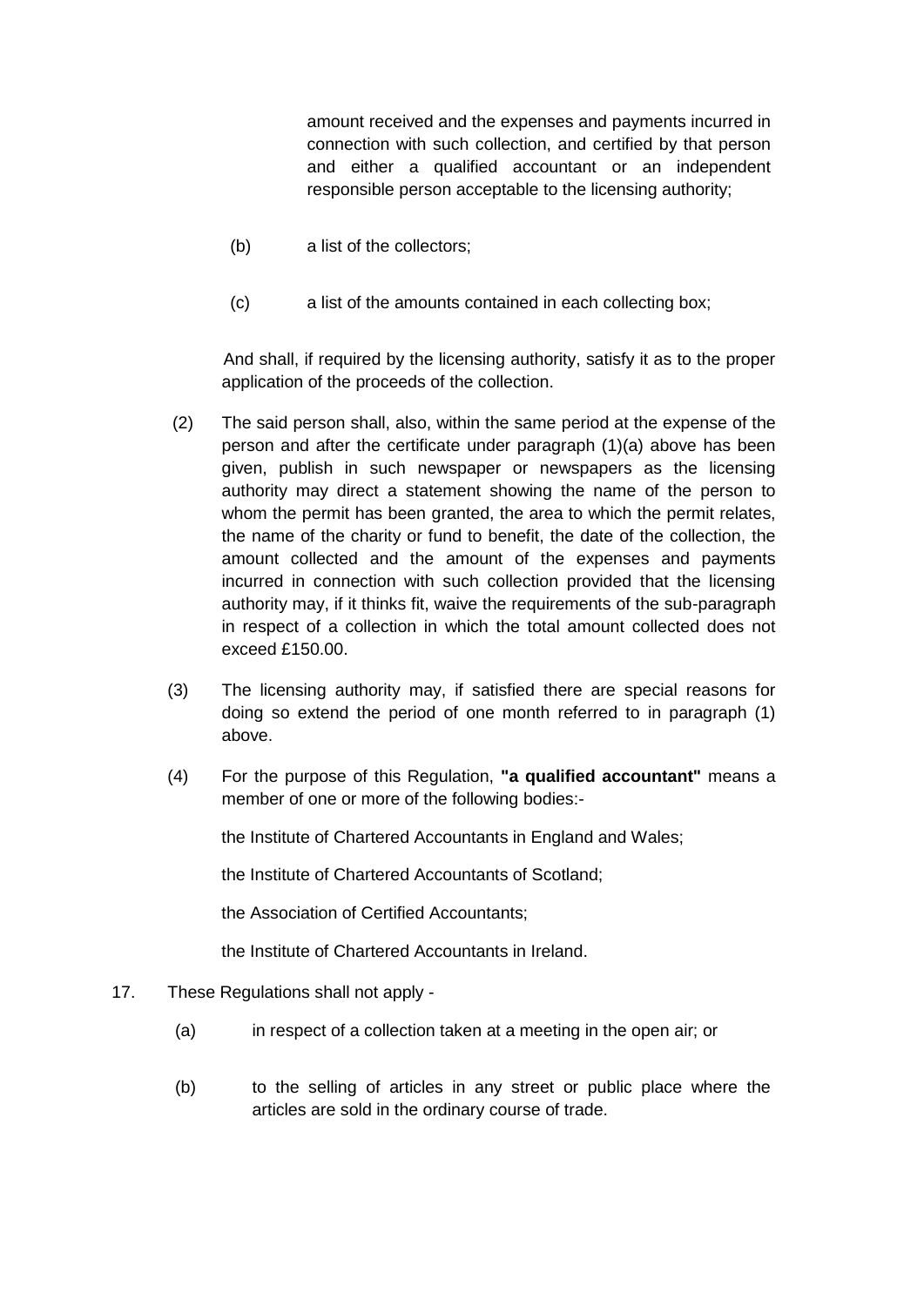amount received and the expenses and payments incurred in connection with such collection, and certified by that person and either a qualified accountant or an independent responsible person acceptable to the licensing authority;

(b) a list of the collectors;

(c) a list of the amounts contained in each collecting box;

And shall, if required by the licensing authority, satisfy it as to the proper application of the proceeds of the collection.

(2) The said person shall, also, within the same period at the expense of the person and after the certificate under paragraph (1)(a) above has been given, publish in such newspaper or newspapers as the licensing authority may direct a statement showing the name of the person to whom the permit has been granted, the area to which the permit relates, the name of the charity or fund to benefit, the date of the collection, the amount collected and the amount of the expenses and payments incurred in connection with such collection provided that the licensing authority may, if it thinks fit, waive the requirements of the sub-paragraph in respect of a collection in which the total amount collected does not exceed £150.00.

(3) The licensing authority may, if satisfied there are special reasons for doing so extend the period of one month referred to in paragraph (1) above.

(4) For the purpose of this Regulation, **"a qualified accountant"** means a member of one or more of the following bodies:-

the Institute of Chartered Accountants in England and Wales;

the Institute of Chartered Accountants of Scotland;

the Association of Certified Accountants;

the Institute of Chartered Accountants in Ireland.

17. These Regulations shall not apply -

(a) in respect of a collection taken at a meeting in the open air; or

(b) to the selling of articles in any street or public place where the articles are sold in the ordinary course of trade.